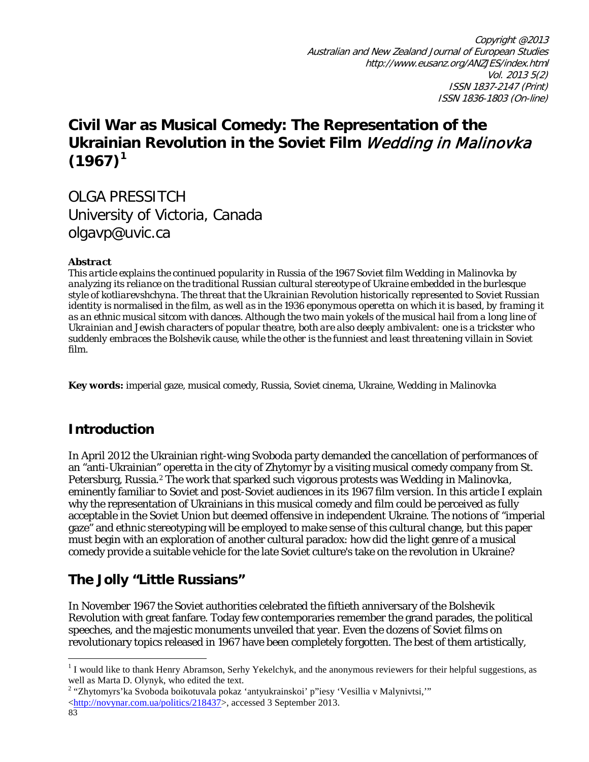# Civil War as Musical Comedy: The Representation of the Ukrainian Revolution in the Soviet Film *Wedding in Malinovka* (1967)[1]

OLGA PRESSITCH
University of Victoria, Canada
olgavp@uvic.ca

***Abstract***

*This article explains the continued popularity in Russia of the 1967 Soviet film Wedding in Malinovka by analyzing its reliance on the traditional Russian cultural stereotype of Ukraine embedded in the burlesque style of kotliarevshchyna. The threat that the Ukrainian Revolution historically represented to Soviet Russian identity is normalised in the film, as well as in the 1936 eponymous operetta on which it is based, by framing it as an ethnic musical sitcom with dances. Although the two main yokels of the musical hail from a long line of Ukrainian and Jewish characters of popular theatre, both are also deeply ambivalent: one is a trickster who suddenly embraces the Bolshevik cause, while the other is the funniest and least threatening villain in Soviet film.*

**Key words:** imperial gaze, musical comedy, Russia, Soviet cinema, Ukraine, Wedding in Malinovka

## Introduction

In April 2012 the Ukrainian right-wing Svoboda party demanded the cancellation of performances of an "anti-Ukrainian" operetta in the city of Zhytomyr by a visiting musical comedy company from St. Petersburg, Russia.[2] The work that sparked such vigorous protests was *Wedding in Malinovka*, eminently familiar to Soviet and post-Soviet audiences in its 1967 film version. In this article I explain why the representation of Ukrainians in this musical comedy and film could be perceived as fully acceptable in the Soviet Union but deemed offensive in independent Ukraine. The notions of "imperial gaze" and ethnic stereotyping will be employed to make sense of this cultural change, but this paper must begin with an exploration of another cultural paradox: how did the light genre of a musical comedy provide a suitable vehicle for the late Soviet culture's take on the revolution in Ukraine?

## The Jolly "Little Russians"

In November 1967 the Soviet authorities celebrated the fiftieth anniversary of the Bolshevik Revolution with great fanfare. Today few contemporaries remember the grand parades, the political speeches, and the majestic monuments unveiled that year. Even the dozens of Soviet films on revolutionary topics released in 1967 have been completely forgotten. The best of them artistically,

---

[1] I would like to thank Henry Abramson, Serhy Yekelchyk, and the anonymous reviewers for their helpful suggestions, as well as Marta D. Olynyk, who edited the text.

[2] "Zhytomyrs'ka Svoboda boikotuvala pokaz 'antyukrainskoi' p"iesy 'Vesillia v Malynivtsi,'" <http://novynar.com.ua/politics/218437>, accessed 3 September 2013.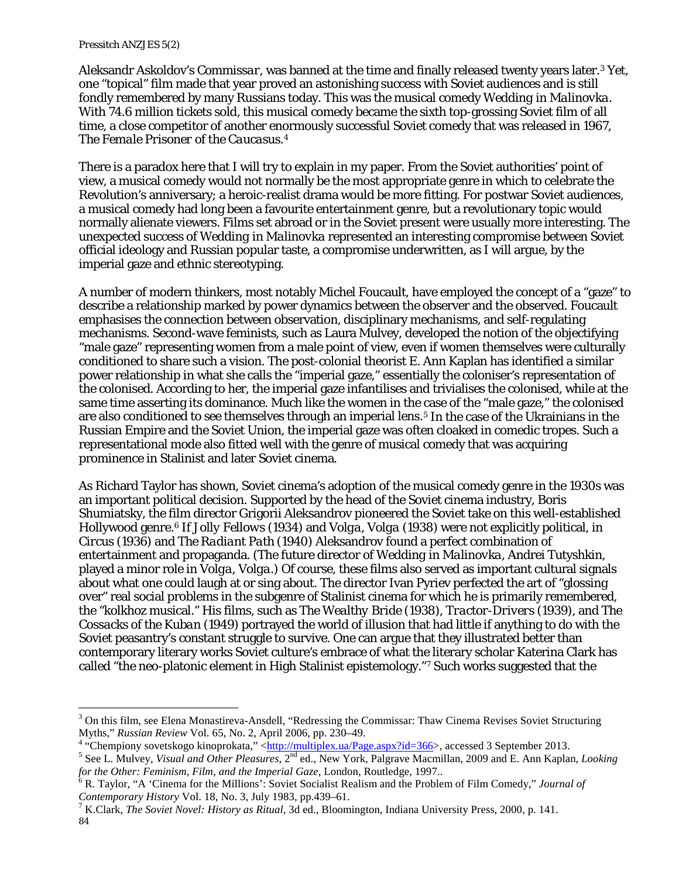Aleksandr Askoldov's *Commissar*, was banned at the time and finally released twenty years later.[3] Yet, one "topical" film made that year proved an astonishing success with Soviet audiences and is still fondly remembered by many Russians today. This was the musical comedy *Wedding in Malinovka*. With 74.6 million tickets sold, this musical comedy became the sixth top-grossing Soviet film of all time, a close competitor of another enormously successful Soviet comedy that was released in 1967, *The Female Prisoner of the Caucasus*.[4]

There is a paradox here that I will try to explain in my paper. From the Soviet authorities' point of view, a musical comedy would not normally be the most appropriate genre in which to celebrate the Revolution's anniversary; a heroic-realist drama would be more fitting. For postwar Soviet audiences, a musical comedy had long been a favourite entertainment genre, but a revolutionary topic would normally alienate viewers. Films set abroad or in the Soviet present were usually more interesting. The unexpected success of *Wedding in Malinovka* represented an interesting compromise between Soviet official ideology and Russian popular taste, a compromise underwritten, as I will argue, by the imperial gaze and ethnic stereotyping.

A number of modern thinkers, most notably Michel Foucault, have employed the concept of a "gaze" to describe a relationship marked by power dynamics between the observer and the observed. Foucault emphasises the connection between observation, disciplinary mechanisms, and self-regulating mechanisms. Second-wave feminists, such as Laura Mulvey, developed the notion of the objectifying "male gaze" representing women from a male point of view, even if women themselves were culturally conditioned to share such a vision. The post-colonial theorist E. Ann Kaplan has identified a similar power relationship in what she calls the "imperial gaze," essentially the coloniser's representation of the colonised. According to her, the imperial gaze infantilises and trivialises the colonised, while at the same time asserting its dominance. Much like the women in the case of the "male gaze," the colonised are also conditioned to see themselves through an imperial lens.[5] In the case of the Ukrainians in the Russian Empire and the Soviet Union, the imperial gaze was often cloaked in comedic tropes. Such a representational mode also fitted well with the genre of musical comedy that was acquiring prominence in Stalinist and later Soviet cinema.

As Richard Taylor has shown, Soviet cinema's adoption of the musical comedy genre in the 1930s was an important political decision. Supported by the head of the Soviet cinema industry, Boris Shumiatsky, the film director Grigorii Aleksandrov pioneered the Soviet take on this well-established Hollywood genre.[6] If *Jolly Fellows* (1934) and *Volga, Volga* (1938) were not explicitly political, in *Circus* (1936) and *The Radiant Path* (1940) Aleksandrov found a perfect combination of entertainment and propaganda. (The future director of *Wedding in Malinovka*, Andrei Tutyshkin, played a minor role in *Volga, Volga*.) Of course, these films also served as important cultural signals about what one could laugh at or sing about. The director Ivan Pyriev perfected the art of "glossing over" real social problems in the subgenre of Stalinist cinema for which he is primarily remembered, the "kolkhoz musical." His films, such as *The Wealthy Bride* (1938), *Tractor-Drivers* (1939), and *The Cossacks of the Kuban* (1949) portrayed the world of illusion that had little if anything to do with the Soviet peasantry's constant struggle to survive. One can argue that they illustrated better than contemporary literary works Soviet culture's embrace of what the literary scholar Katerina Clark has called "the neo-platonic element in High Stalinist epistemology."[7] Such works suggested that the

---

[3] On this film, see Elena Monastireva-Ansdell, "Redressing the Commissar: Thaw Cinema Revises Soviet Structuring Myths," *Russian Review* Vol. 65, No. 2, April 2006, pp. 230–49.

[4] "Chempiony sovetskogo kinoprokata," <http://multiplex.ua/Page.aspx?id=366>, accessed 3 September 2013.

[5] See L. Mulvey, *Visual and Other Pleasures*, 2nd ed., New York, Palgrave Macmillan, 2009 and E. Ann Kaplan, *Looking for the Other: Feminism, Film, and the Imperial Gaze*, London, Routledge, 1997..

[6] R. Taylor, "A 'Cinema for the Millions': Soviet Socialist Realism and the Problem of Film Comedy," *Journal of Contemporary History* Vol. 18, No. 3, July 1983, pp.439–61.

[7] K.Clark, *The Soviet Novel: History as Ritual*, 3d ed., Bloomington, Indiana University Press, 2000, p. 141.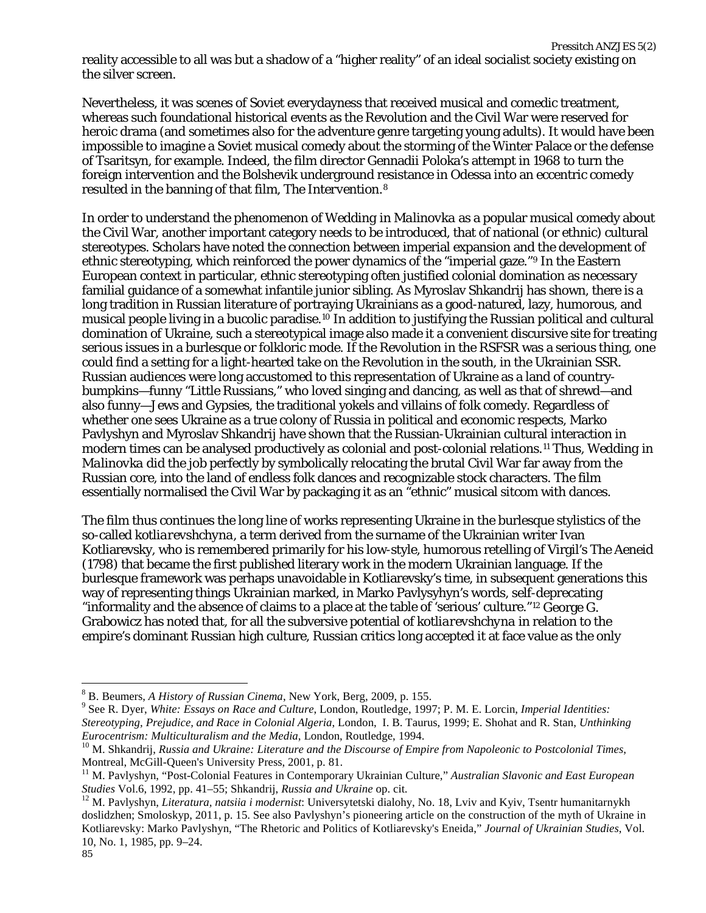reality accessible to all was but a shadow of a "higher reality" of an ideal socialist society existing on the silver screen.

Nevertheless, it was scenes of Soviet everydayness that received musical and comedic treatment, whereas such foundational historical events as the Revolution and the Civil War were reserved for heroic drama (and sometimes also for the adventure genre targeting young adults). It would have been impossible to imagine a Soviet musical comedy about the storming of the Winter Palace or the defense of Tsaritsyn, for example. Indeed, the film director Gennadii Poloka's attempt in 1968 to turn the foreign intervention and the Bolshevik underground resistance in Odessa into an eccentric comedy resulted in the banning of that film, The Intervention.[8]

In order to understand the phenomenon of *Wedding in Malinovka* as a popular musical comedy about the Civil War, another important category needs to be introduced, that of national (or ethnic) cultural stereotypes. Scholars have noted the connection between imperial expansion and the development of ethnic stereotyping, which reinforced the power dynamics of the "imperial gaze."[9] In the Eastern European context in particular, ethnic stereotyping often justified colonial domination as necessary familial guidance of a somewhat infantile junior sibling. As Myroslav Shkandrij has shown, there is a long tradition in Russian literature of portraying Ukrainians as a good-natured, lazy, humorous, and musical people living in a bucolic paradise.[10] In addition to justifying the Russian political and cultural domination of Ukraine, such a stereotypical image also made it a convenient discursive site for treating serious issues in a burlesque or folkloric mode. If the Revolution in the RSFSR was a serious thing, one could find a setting for a light-hearted take on the Revolution in the south, in the Ukrainian SSR. Russian audiences were long accustomed to this representation of Ukraine as a land of country-bumpkins—funny "Little Russians," who loved singing and dancing, as well as that of shrewd—and also funny—Jews and Gypsies, the traditional yokels and villains of folk comedy. Regardless of whether one sees Ukraine as a true colony of Russia in political and economic respects, Marko Pavlyshyn and Myroslav Shkandrij have shown that the Russian-Ukrainian cultural interaction in modern times can be analysed productively as colonial and post-colonial relations.[11] Thus, *Wedding in Malinovka* did the job perfectly by symbolically relocating the brutal Civil War far away from the Russian core, into the land of endless folk dances and recognizable stock characters. The film essentially normalised the Civil War by packaging it as an "ethnic" musical sitcom with dances.

The film thus continues the long line of works representing Ukraine in the burlesque stylistics of the so-called *kotliarevshchyna*, a term derived from the surname of the Ukrainian writer Ivan Kotliarevsky, who is remembered primarily for his low-style, humorous retelling of Virgil's The Aeneid (1798) that became the first published literary work in the modern Ukrainian language. If the burlesque framework was perhaps unavoidable in Kotliarevsky's time, in subsequent generations this way of representing things Ukrainian marked, in Marko Pavlysyhyn's words, self-deprecating "informality and the absence of claims to a place at the table of 'serious' culture."[12] George G. Grabowicz has noted that, for all the subversive potential of *kotliarevshchyna* in relation to the empire's dominant Russian high culture, Russian critics long accepted it at face value as the only

---

[8] B. Beumers, *A History of Russian Cinema*, New York, Berg, 2009, p. 155.

[9] See R. Dyer, *White: Essays on Race and Culture*, London, Routledge, 1997; P. M. E. Lorcin, *Imperial Identities: Stereotyping, Prejudice, and Race in Colonial Algeria*, London, I. B. Taurus, 1999; E. Shohat and R. Stan, *Unthinking Eurocentrism: Multiculturalism and the Media*, London, Routledge, 1994.

[10] M. Shkandrij, *Russia and Ukraine: Literature and the Discourse of Empire from Napoleonic to Postcolonial Times*, Montreal, McGill-Queen's University Press, 2001, p. 81.

[11] M. Pavlyshyn, "Post-Colonial Features in Contemporary Ukrainian Culture," *Australian Slavonic and East European Studies* Vol.6, 1992, pp. 41–55; Shkandrij, *Russia and Ukraine* op. cit.

[12] M. Pavlyshyn, *Literatura, natsiia i modernist*: Universytetski dialohy, No. 18, Lviv and Kyiv, Tsentr humanitarnykh doslidzhen; Smoloskyp, 2011, p. 15. See also Pavlyshyn's pioneering article on the construction of the myth of Ukraine in Kotliarevsky: Marko Pavlyshyn, "The Rhetoric and Politics of Kotliarevsky's Eneida," *Journal of Ukrainian Studies*, Vol. 10, No. 1, 1985, pp. 9–24.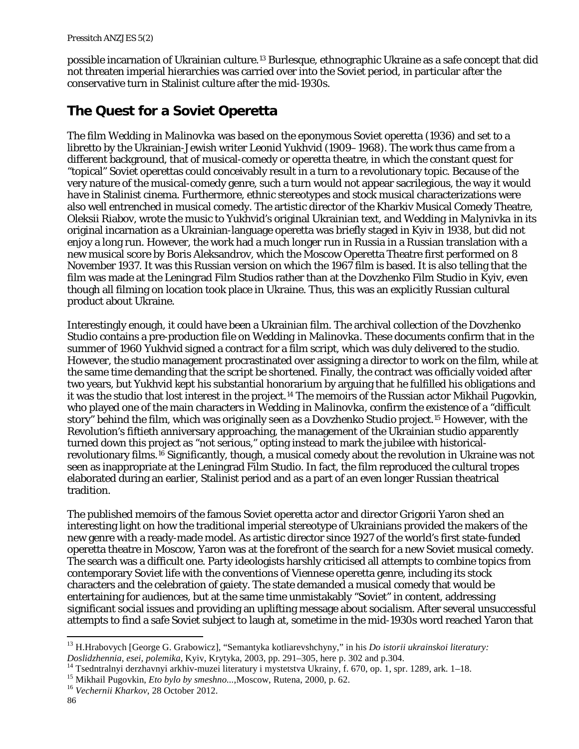possible incarnation of Ukrainian culture.[13] Burlesque, ethnographic Ukraine as a safe concept that did not threaten imperial hierarchies was carried over into the Soviet period, in particular after the conservative turn in Stalinist culture after the mid-1930s.

## The Quest for a Soviet Operetta

The film *Wedding in Malinovka* was based on the eponymous Soviet operetta (1936) and set to a libretto by the Ukrainian-Jewish writer Leonid Yukhvid (1909–1968). The work thus came from a different background, that of musical-comedy or operetta theatre, in which the constant quest for "topical" Soviet operettas could conceivably result in a turn to a revolutionary topic. Because of the very nature of the musical-comedy genre, such a turn would not appear sacrilegious, the way it would have in Stalinist cinema. Furthermore, ethnic stereotypes and stock musical characterizations were also well entrenched in musical comedy. The artistic director of the Kharkiv Musical Comedy Theatre, Oleksii Riabov, wrote the music to Yukhvid's original Ukrainian text, and *Wedding in Malynivka* in its original incarnation as a Ukrainian-language operetta was briefly staged in Kyiv in 1938, but did not enjoy a long run. However, the work had a much longer run in Russia in a Russian translation with a new musical score by Boris Aleksandrov, which the Moscow Operetta Theatre first performed on 8 November 1937. It was this Russian version on which the 1967 film is based. It is also telling that the film was made at the Leningrad Film Studios rather than at the Dovzhenko Film Studio in Kyiv, even though all filming on location took place in Ukraine. Thus, this was an explicitly Russian cultural product about Ukraine.

Interestingly enough, it could have been a Ukrainian film. The archival collection of the Dovzhenko Studio contains a pre-production file on *Wedding in Malinovka*. These documents confirm that in the summer of 1960 Yukhvid signed a contract for a film script, which was duly delivered to the studio. However, the studio management procrastinated over assigning a director to work on the film, while at the same time demanding that the script be shortened. Finally, the contract was officially voided after two years, but Yukhvid kept his substantial honorarium by arguing that he fulfilled his obligations and it was the studio that lost interest in the project.[14] The memoirs of the Russian actor Mikhail Pugovkin, who played one of the main characters in *Wedding in Malinovka*, confirm the existence of a "difficult story" behind the film, which was originally seen as a Dovzhenko Studio project.[15] However, with the Revolution's fiftieth anniversary approaching, the management of the Ukrainian studio apparently turned down this project as "not serious," opting instead to mark the jubilee with historical-revolutionary films.[16] Significantly, though, a musical comedy about the revolution in Ukraine was not seen as inappropriate at the Leningrad Film Studio. In fact, the film reproduced the cultural tropes elaborated during an earlier, Stalinist period and as a part of an even longer Russian theatrical tradition.

The published memoirs of the famous Soviet operetta actor and director Grigorii Yaron shed an interesting light on how the traditional imperial stereotype of Ukrainians provided the makers of the new genre with a ready-made model. As artistic director since 1927 of the world's first state-funded operetta theatre in Moscow, Yaron was at the forefront of the search for a new Soviet musical comedy. The search was a difficult one. Party ideologists harshly criticised all attempts to combine topics from contemporary Soviet life with the conventions of Viennese operetta genre, including its stock characters and the celebration of gaiety. The state demanded a musical comedy that would be entertaining for audiences, but at the same time unmistakably "Soviet" in content, addressing significant social issues and providing an uplifting message about socialism. After several unsuccessful attempts to find a safe Soviet subject to laugh at, sometime in the mid-1930s word reached Yaron that

---

[13] H.Hrabovych [George G. Grabowicz], "Semantyka kotliarevshchyny," in his *Do istorii ukrainskoi literatury: Doslidzhennia, esei, polemika*, Kyiv, Krytyka, 2003, pp. 291–305, here p. 302 and p.304.

[14] Tsedntralnyi derzhavnyi arkhiv-muzei literatury i mystetstva Ukrainy, f. 670, op. 1, spr. 1289, ark. 1–18.

[15] Mikhail Pugovkin, *Eto bylo by smeshno...*,Moscow, Rutena, 2000, p. 62.

[16] *Vechernii Kharkov*, 28 October 2012.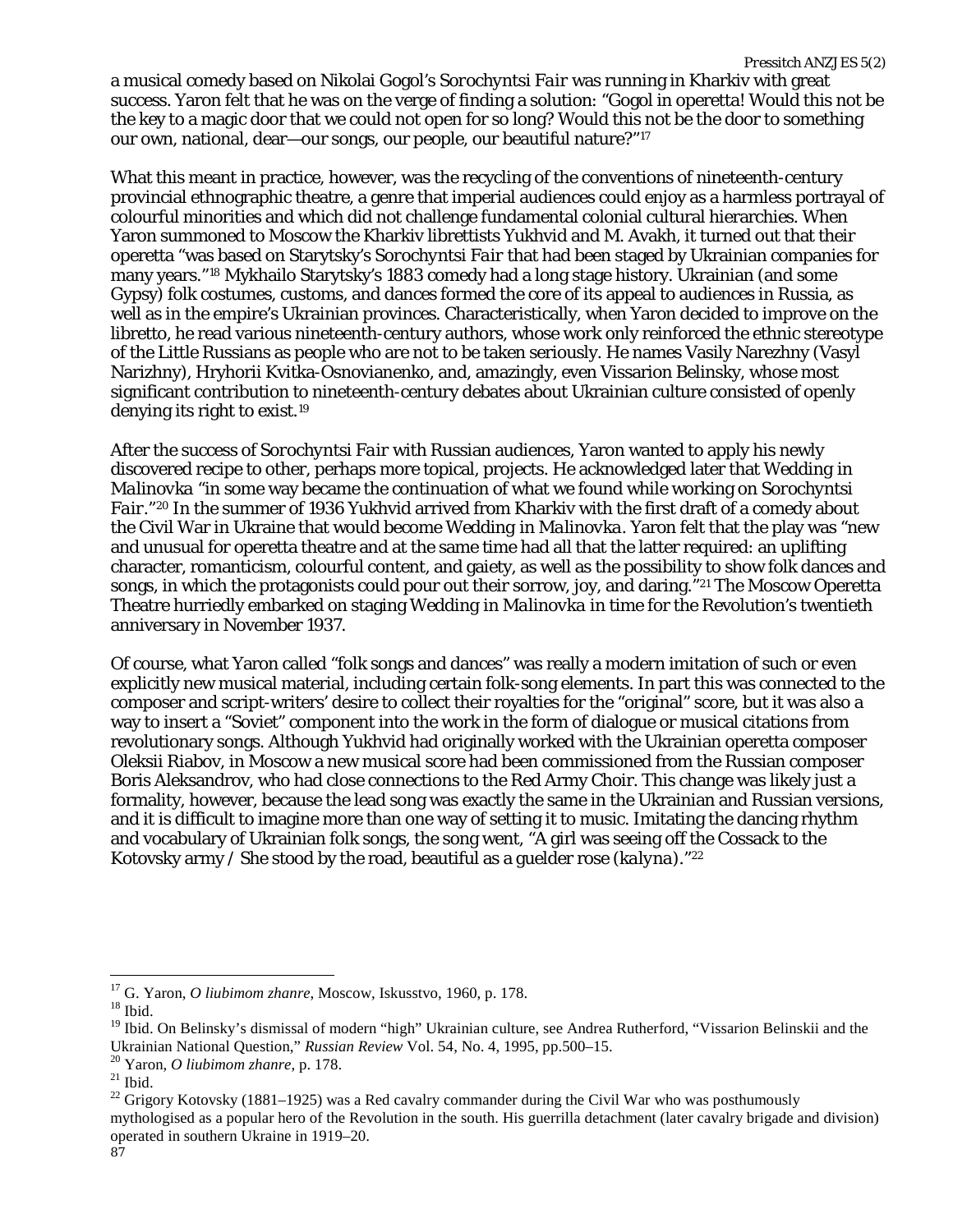a musical comedy based on Nikolai Gogol's *Sorochyntsi Fair* was running in Kharkiv with great success. Yaron felt that he was on the verge of finding a solution: "Gogol in operetta! Would this not be the key to a magic door that we could not open for so long? Would this not be the door to something our own, national, dear—our songs, our people, our beautiful nature?"[17]

What this meant in practice, however, was the recycling of the conventions of nineteenth-century provincial ethnographic theatre, a genre that imperial audiences could enjoy as a harmless portrayal of colourful minorities and which did not challenge fundamental colonial cultural hierarchies. When Yaron summoned to Moscow the Kharkiv librettists Yukhvid and M. Avakh, it turned out that their operetta "was based on Starytsky's *Sorochyntsi Fair* that had been staged by Ukrainian companies for many years."[18] Mykhailo Starytsky's 1883 comedy had a long stage history. Ukrainian (and some Gypsy) folk costumes, customs, and dances formed the core of its appeal to audiences in Russia, as well as in the empire's Ukrainian provinces. Characteristically, when Yaron decided to improve on the libretto, he read various nineteenth-century authors, whose work only reinforced the ethnic stereotype of the Little Russians as people who are not to be taken seriously. He names Vasily Narezhny (Vasyl Narizhny), Hryhorii Kvitka-Osnovianenko, and, amazingly, even Vissarion Belinsky, whose most significant contribution to nineteenth-century debates about Ukrainian culture consisted of openly denying its right to exist.[19]

After the success of *Sorochyntsi Fair* with Russian audiences, Yaron wanted to apply his newly discovered recipe to other, perhaps more topical, projects. He acknowledged later that *Wedding in Malinovka* "in some way became the continuation of what we found while working on *Sorochyntsi Fair*."[20] In the summer of 1936 Yukhvid arrived from Kharkiv with the first draft of a comedy about the Civil War in Ukraine that would become *Wedding in Malinovka*. Yaron felt that the play was "new and unusual for operetta theatre and at the same time had all that the latter required: an uplifting character, romanticism, colourful content, and gaiety, as well as the possibility to show folk dances and songs, in which the protagonists could pour out their sorrow, joy, and daring."[21] The Moscow Operetta Theatre hurriedly embarked on staging *Wedding in Malinovka* in time for the Revolution's twentieth anniversary in November 1937.

Of course, what Yaron called "folk songs and dances" was really a modern imitation of such or even explicitly new musical material, including certain folk-song elements. In part this was connected to the composer and script-writers' desire to collect their royalties for the "original" score, but it was also a way to insert a "Soviet" component into the work in the form of dialogue or musical citations from revolutionary songs. Although Yukhvid had originally worked with the Ukrainian operetta composer Oleksii Riabov, in Moscow a new musical score had been commissioned from the Russian composer Boris Aleksandrov, who had close connections to the Red Army Choir. This change was likely just a formality, however, because the lead song was exactly the same in the Ukrainian and Russian versions, and it is difficult to imagine more than one way of setting it to music. Imitating the dancing rhythm and vocabulary of Ukrainian folk songs, the song went, "A girl was seeing off the Cossack to the Kotovsky army / She stood by the road, beautiful as a guelder rose (*kalyna*)."[22]

---

[17] G. Yaron, *O liubimom zhanre*, Moscow, Iskusstvo, 1960, p. 178.

[18] Ibid.

[19] Ibid. On Belinsky's dismissal of modern "high" Ukrainian culture, see Andrea Rutherford, "Vissarion Belinskii and the Ukrainian National Question," *Russian Review* Vol. 54, No. 4, 1995, pp.500–15.

[20] Yaron, *O liubimom zhanre*, p. 178.

[21] Ibid.

[22] Grigory Kotovsky (1881–1925) was a Red cavalry commander during the Civil War who was posthumously mythologised as a popular hero of the Revolution in the south. His guerrilla detachment (later cavalry brigade and division) operated in southern Ukraine in 1919–20.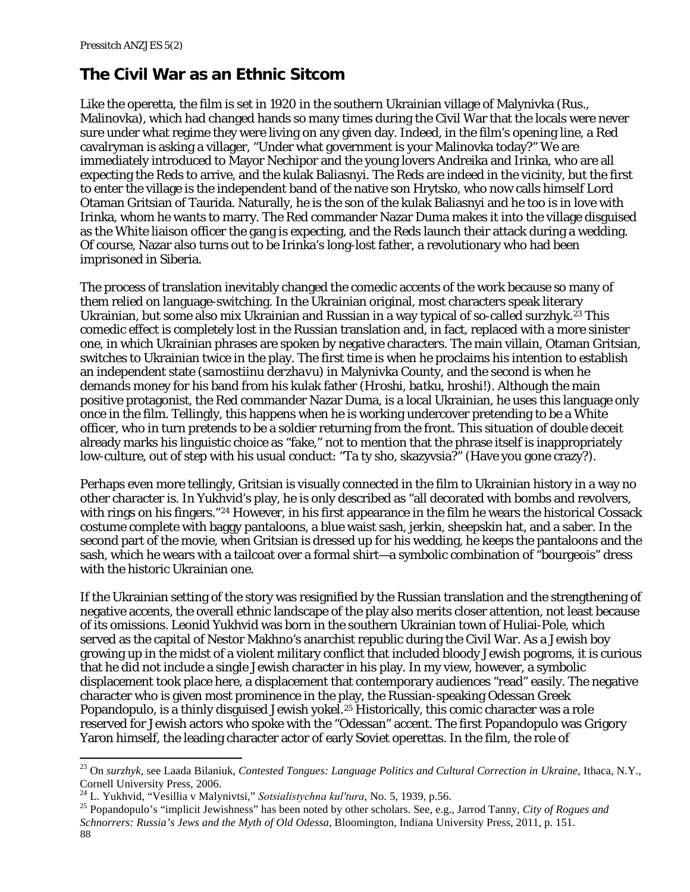## The Civil War as an Ethnic Sitcom

Like the operetta, the film is set in 1920 in the southern Ukrainian village of Malynivka (Rus., Malinovka), which had changed hands so many times during the Civil War that the locals were never sure under what regime they were living on any given day. Indeed, in the film's opening line, a Red cavalryman is asking a villager, "Under what government is your Malinovka today?" We are immediately introduced to Mayor Nechipor and the young lovers Andreika and Irinka, who are all expecting the Reds to arrive, and the kulak Baliasnyi. The Reds are indeed in the vicinity, but the first to enter the village is the independent band of the native son Hrytsko, who now calls himself Lord Otaman Gritsian of Taurida. Naturally, he is the son of the kulak Baliasnyi and he too is in love with Irinka, whom he wants to marry. The Red commander Nazar Duma makes it into the village disguised as the White liaison officer the gang is expecting, and the Reds launch their attack during a wedding. Of course, Nazar also turns out to be Irinka's long-lost father, a revolutionary who had been imprisoned in Siberia.

The process of translation inevitably changed the comedic accents of the work because so many of them relied on language-switching. In the Ukrainian original, most characters speak literary Ukrainian, but some also mix Ukrainian and Russian in a way typical of so-called surzhyk.[23] This comedic effect is completely lost in the Russian translation and, in fact, replaced with a more sinister one, in which Ukrainian phrases are spoken by negative characters. The main villain, Otaman Gritsian, switches to Ukrainian twice in the play. The first time is when he proclaims his intention to establish an independent state (*samostiinu derzhavu*) in Malynivka County, and the second is when he demands money for his band from his kulak father (*Hroshi, batku, hroshi!*). Although the main positive protagonist, the Red commander Nazar Duma, is a local Ukrainian, he uses this language only once in the film. Tellingly, this happens when he is working undercover pretending to be a White officer, who in turn pretends to be a soldier returning from the front. This situation of double deceit already marks his linguistic choice as "fake," not to mention that the phrase itself is inappropriately low-culture, out of step with his usual conduct: "Ta ty sho, skazyvsia?" (Have you gone crazy?).

Perhaps even more tellingly, Gritsian is visually connected in the film to Ukrainian history in a way no other character is. In Yukhvid's play, he is only described as "all decorated with bombs and revolvers, with rings on his fingers."[24] However, in his first appearance in the film he wears the historical Cossack costume complete with baggy pantaloons, a blue waist sash, jerkin, sheepskin hat, and a saber. In the second part of the movie, when Gritsian is dressed up for his wedding, he keeps the pantaloons and the sash, which he wears with a tailcoat over a formal shirt—a symbolic combination of "bourgeois" dress with the historic Ukrainian one.

If the Ukrainian setting of the story was resignified by the Russian translation and the strengthening of negative accents, the overall ethnic landscape of the play also merits closer attention, not least because of its omissions. Leonid Yukhvid was born in the southern Ukrainian town of Huliai-Pole, which served as the capital of Nestor Makhno's anarchist republic during the Civil War. As a Jewish boy growing up in the midst of a violent military conflict that included bloody Jewish pogroms, it is curious that he did not include a single Jewish character in his play. In my view, however, a symbolic displacement took place here, a displacement that contemporary audiences "read" easily. The negative character who is given most prominence in the play, the Russian-speaking Odessan Greek Popandopulo, is a thinly disguised Jewish yokel.[25] Historically, this comic character was a role reserved for Jewish actors who spoke with the "Odessan" accent. The first Popandopulo was Grigory Yaron himself, the leading character actor of early Soviet operettas. In the film, the role of

---

[23] On *surzhyk*, see Laada Bilaniuk, *Contested Tongues: Language Politics and Cultural Correction in Ukraine*, Ithaca, N.Y., Cornell University Press, 2006.

[24] L. Yukhvid, "Vesillia v Malynivtsi," *Sotsialistychna kul'tura*, No. 5, 1939, p.56.

[25] Popandopulo's "implicit Jewishness" has been noted by other scholars. See, e.g., Jarrod Tanny, *City of Rogues and Schnorrers: Russia's Jews and the Myth of Old Odessa*, Bloomington, Indiana University Press, 2011, p. 151.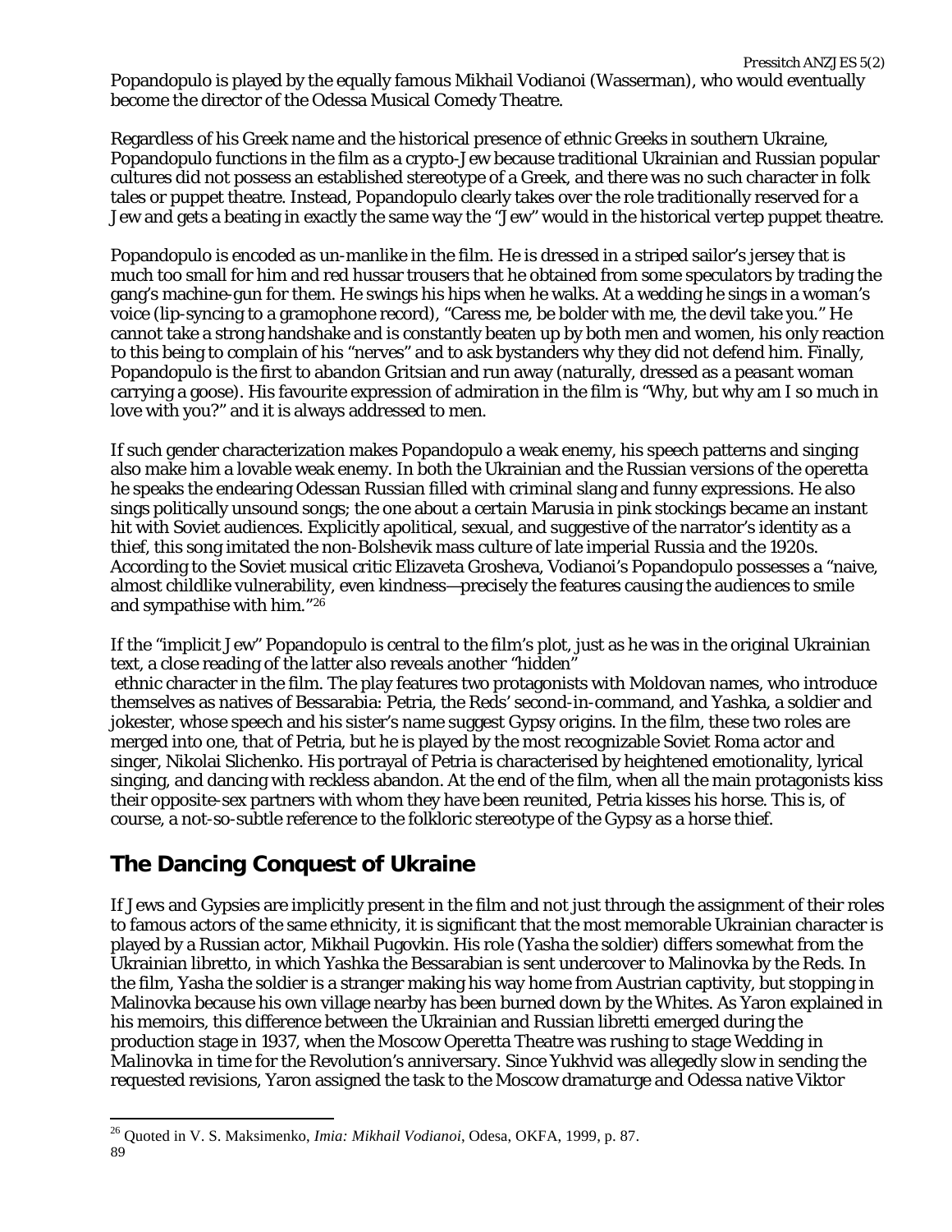Popandopulo is played by the equally famous Mikhail Vodianoi (Wasserman), who would eventually become the director of the Odessa Musical Comedy Theatre.

Regardless of his Greek name and the historical presence of ethnic Greeks in southern Ukraine, Popandopulo functions in the film as a crypto-Jew because traditional Ukrainian and Russian popular cultures did not possess an established stereotype of a Greek, and there was no such character in folk tales or puppet theatre. Instead, Popandopulo clearly takes over the role traditionally reserved for a Jew and gets a beating in exactly the same way the "Jew" would in the historical *vertep* puppet theatre.

Popandopulo is encoded as un-manlike in the film. He is dressed in a striped sailor's jersey that is much too small for him and red hussar trousers that he obtained from some speculators by trading the gang's machine-gun for them. He swings his hips when he walks. At a wedding he sings in a woman's voice (lip-syncing to a gramophone record), "Caress me, be bolder with me, the devil take you." He cannot take a strong handshake and is constantly beaten up by both men and women, his only reaction to this being to complain of his "nerves" and to ask bystanders why they did not defend him. Finally, Popandopulo is the first to abandon Gritsian and run away (naturally, dressed as a peasant woman carrying a goose). His favourite expression of admiration in the film is "Why, but why am I so much in love with you?" and it is always addressed to men.

If such gender characterization makes Popandopulo a weak enemy, his speech patterns and singing also make him a lovable weak enemy. In both the Ukrainian and the Russian versions of the operetta he speaks the endearing Odessan Russian filled with criminal slang and funny expressions. He also sings politically unsound songs; the one about a certain Marusia in pink stockings became an instant hit with Soviet audiences. Explicitly apolitical, sexual, and suggestive of the narrator's identity as a thief, this song imitated the non-Bolshevik mass culture of late imperial Russia and the 1920s. According to the Soviet musical critic Elizaveta Grosheva, Vodianoi's Popandopulo possesses a "naive, almost childlike vulnerability, even kindness—precisely the features causing the audiences to smile and sympathise with him."[26]

If the "implicit Jew" Popandopulo is central to the film's plot, just as he was in the original Ukrainian text, a close reading of the latter also reveals another "hidden" ethnic character in the film. The play features two protagonists with Moldovan names, who introduce themselves as natives of Bessarabia: Petria, the Reds' second-in-command, and Yashka, a soldier and jokester, whose speech and his sister's name suggest Gypsy origins. In the film, these two roles are merged into one, that of Petria, but he is played by the most recognizable Soviet Roma actor and singer, Nikolai Slichenko. His portrayal of Petria is characterised by heightened emotionality, lyrical singing, and dancing with reckless abandon. At the end of the film, when all the main protagonists kiss their opposite-sex partners with whom they have been reunited, Petria kisses his horse. This is, of course, a not-so-subtle reference to the folkloric stereotype of the Gypsy as a horse thief.

## The Dancing Conquest of Ukraine

If Jews and Gypsies are implicitly present in the film and not just through the assignment of their roles to famous actors of the same ethnicity, it is significant that the most memorable Ukrainian character is played by a Russian actor, Mikhail Pugovkin. His role (Yasha the soldier) differs somewhat from the Ukrainian libretto, in which Yashka the Bessarabian is sent undercover to Malinovka by the Reds. In the film, Yasha the soldier is a stranger making his way home from Austrian captivity, but stopping in Malinovka because his own village nearby has been burned down by the Whites. As Yaron explained in his memoirs, this difference between the Ukrainian and Russian libretti emerged during the production stage in 1937, when the Moscow Operetta Theatre was rushing to stage Wedding in Malinovka in time for the Revolution's anniversary. Since Yukhvid was allegedly slow in sending the requested revisions, Yaron assigned the task to the Moscow dramaturge and Odessa native Viktor

[26] Quoted in V. S. Maksimenko, *Imia: Mikhail Vodianoi*, Odesa, OKFA, 1999, p. 87.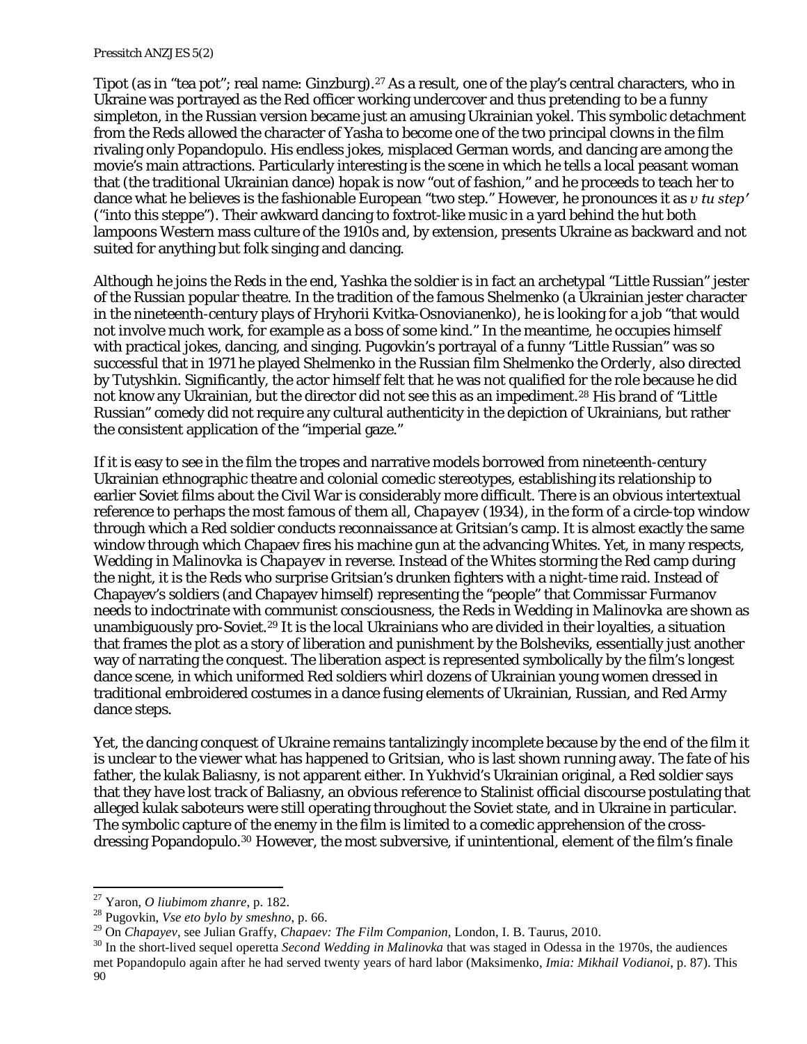Tipot (as in "tea pot"; real name: Ginzburg).[27] As a result, one of the play's central characters, who in Ukraine was portrayed as the Red officer working undercover and thus pretending to be a funny simpleton, in the Russian version became just an amusing Ukrainian yokel. This symbolic detachment from the Reds allowed the character of Yasha to become one of the two principal clowns in the film rivaling only Popandopulo. His endless jokes, misplaced German words, and dancing are among the movie's main attractions. Particularly interesting is the scene in which he tells a local peasant woman that (the traditional Ukrainian dance) *hopak* is now "out of fashion," and he proceeds to teach her to dance what he believes is the fashionable European "two step." However, he pronounces it as *v tu step'* ("into this steppe"). Their awkward dancing to foxtrot-like music in a yard behind the hut both lampoons Western mass culture of the 1910s and, by extension, presents Ukraine as backward and not suited for anything but folk singing and dancing.

Although he joins the Reds in the end, Yashka the soldier is in fact an archetypal "Little Russian" jester of the Russian popular theatre. In the tradition of the famous Shelmenko (a Ukrainian jester character in the nineteenth-century plays of Hryhorii Kvitka-Osnovianenko), he is looking for a job "that would not involve much work, for example as a boss of some kind." In the meantime, he occupies himself with practical jokes, dancing, and singing. Pugovkin's portrayal of a funny "Little Russian" was so successful that in 1971 he played Shelmenko in the Russian film Shelmenko the *Orderly*, also directed by Tutyshkin. Significantly, the actor himself felt that he was not qualified for the role because he did not know any Ukrainian, but the director did not see this as an impediment.[28] His brand of "Little Russian" comedy did not require any cultural authenticity in the depiction of Ukrainians, but rather the consistent application of the "imperial gaze."

If it is easy to see in the film the tropes and narrative models borrowed from nineteenth-century Ukrainian ethnographic theatre and colonial comedic stereotypes, establishing its relationship to earlier Soviet films about the Civil War is considerably more difficult. There is an obvious intertextual reference to perhaps the most famous of them all, *Chapayev* (1934), in the form of a circle-top window through which a Red soldier conducts reconnaissance at Gritsian's camp. It is almost exactly the same window through which Chapaev fires his machine gun at the advancing Whites. Yet, in many respects, *Wedding in Malinovka* is *Chapayev* in reverse. Instead of the Whites storming the Red camp during the night, it is the Reds who surprise Gritsian's drunken fighters with a night-time raid. Instead of Chapayev's soldiers (and Chapayev himself) representing the "people" that Commissar Furmanov needs to indoctrinate with communist consciousness, the Reds in *Wedding in Malinovka* are shown as unambiguously pro-Soviet.[29] It is the local Ukrainians who are divided in their loyalties, a situation that frames the plot as a story of liberation and punishment by the Bolsheviks, essentially just another way of narrating the conquest. The liberation aspect is represented symbolically by the film's longest dance scene, in which uniformed Red soldiers whirl dozens of Ukrainian young women dressed in traditional embroidered costumes in a dance fusing elements of Ukrainian, Russian, and Red Army dance steps.

Yet, the dancing conquest of Ukraine remains tantalizingly incomplete because by the end of the film it is unclear to the viewer what has happened to Gritsian, who is last shown running away. The fate of his father, the kulak Baliasny, is not apparent either. In Yukhvid's Ukrainian original, a Red soldier says that they have lost track of Baliasny, an obvious reference to Stalinist official discourse postulating that alleged kulak saboteurs were still operating throughout the Soviet state, and in Ukraine in particular. The symbolic capture of the enemy in the film is limited to a comedic apprehension of the cross-dressing Popandopulo.[30] However, the most subversive, if unintentional, element of the film's finale

---

[27] Yaron, *O liubimom zhanre*, p. 182.

[28] Pugovkin, *Vse eto bylo by smeshno*, p. 66.

[29] On *Chapayev*, see Julian Graffy, *Chapaev: The Film Companion*, London, I. B. Taurus, 2010.

[30] In the short-lived sequel operetta *Second Wedding in Malinovka* that was staged in Odessa in the 1970s, the audiences met Popandopulo again after he had served twenty years of hard labor (Maksimenko, *Imia: Mikhail Vodianoi*, p. 87). This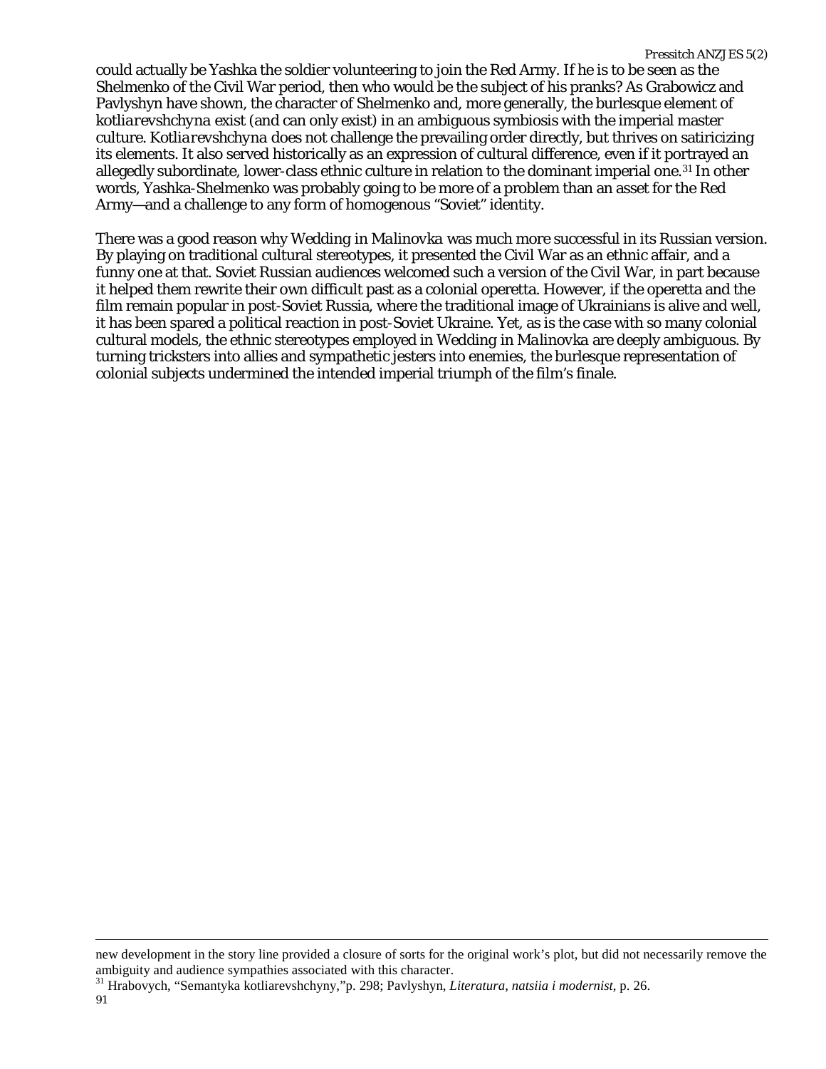could actually be Yashka the soldier volunteering to join the Red Army. If he is to be seen as the Shelmenko of the Civil War period, then who would be the subject of his pranks? As Grabowicz and Pavlyshyn have shown, the character of Shelmenko and, more generally, the burlesque element of *kotliarevshchyna* exist (and can only exist) in an ambiguous symbiosis with the imperial master culture. *Kotliarevshchyna* does not challenge the prevailing order directly, but thrives on satiricizing its elements. It also served historically as an expression of cultural difference, even if it portrayed an allegedly subordinate, lower-class ethnic culture in relation to the dominant imperial one.[31] In other words, Yashka-Shelmenko was probably going to be more of a problem than an asset for the Red Army—and a challenge to any form of homogenous "Soviet" identity.

There was a good reason why *Wedding in Malinovka* was much more successful in its Russian version. By playing on traditional cultural stereotypes, it presented the Civil War as an ethnic affair, and a funny one at that. Soviet Russian audiences welcomed such a version of the Civil War, in part because it helped them rewrite their own difficult past as a colonial operetta. However, if the operetta and the film remain popular in post-Soviet Russia, where the traditional image of Ukrainians is alive and well, it has been spared a political reaction in post-Soviet Ukraine. Yet, as is the case with so many colonial cultural models, the ethnic stereotypes employed in *Wedding in Malinovka* are deeply ambiguous. By turning tricksters into allies and sympathetic jesters into enemies, the burlesque representation of colonial subjects undermined the intended imperial triumph of the film's finale.

---

new development in the story line provided a closure of sorts for the original work's plot, but did not necessarily remove the ambiguity and audience sympathies associated with this character.

[31] Hrabovych, "Semantyka kotliarevshchyny,"p. 298; Pavlyshyn, *Literatura, natsiia i modernist*, p. 26.